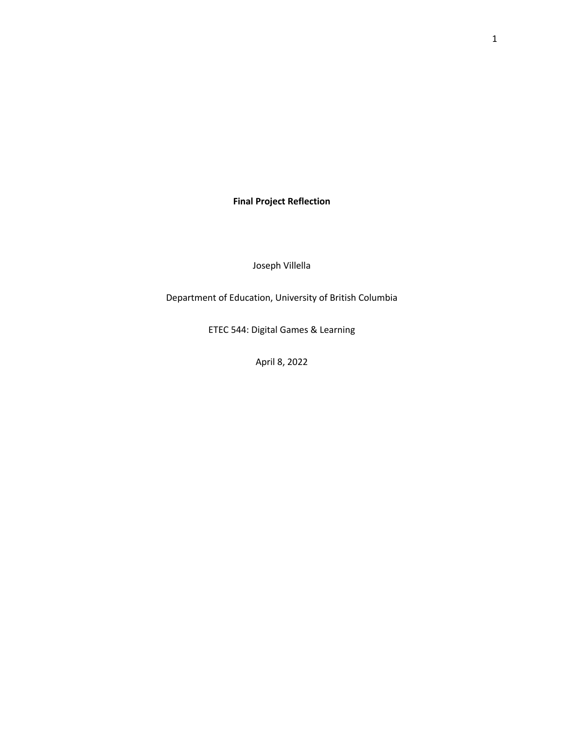# Final Project Reflection

Joseph Villella

Department of Education, University of British Columbia

ETEC 544: Digital Games & Learning

April 8, 2022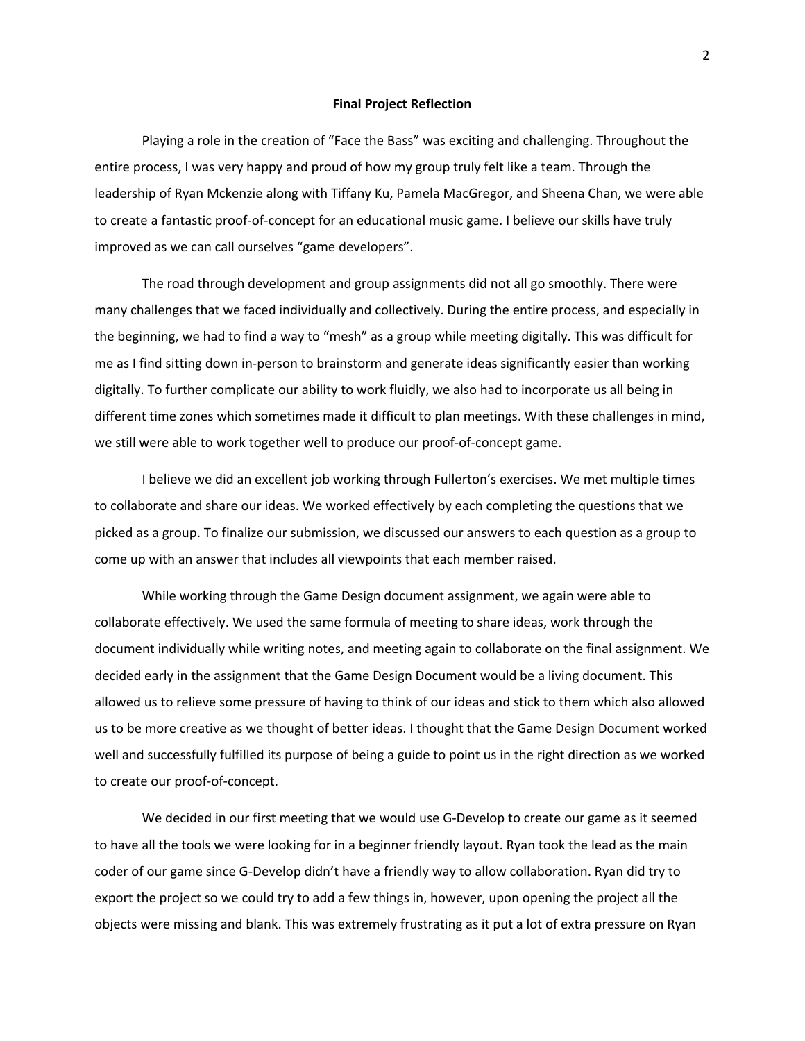**Final Project Reflection**

Playing a role in the creation of "Face the Bass" was exciting and challenging. Throughout the entire process, I was very happy and proud of how my group truly felt like a team. Through the leadership of Ryan Mckenzie along with Tiffany Ku, Pamela MacGregor, and Sheena Chan, we were able to create a fantastic proof-of-concept for an educational music game. I believe our skills have truly improved as we can call ourselves "game developers".

The road through development and group assignments did not all go smoothly. There were many challenges that we faced individually and collectively. During the entire process, and especially in the beginning, we had to find a way to "mesh" as a group while meeting digitally. This was difficult for me as I find sitting down in-person to brainstorm and generate ideas significantly easier than working digitally. To further complicate our ability to work fluidly, we also had to incorporate us all being in different time zones which sometimes made it difficult to plan meetings. With these challenges in mind, we still were able to work together well to produce our proof-of-concept game.

I believe we did an excellent job working through Fullerton's exercises. We met multiple times to collaborate and share our ideas. We worked effectively by each completing the questions that we picked as a group. To finalize our submission, we discussed our answers to each question as a group to come up with an answer that includes all viewpoints that each member raised.

While working through the Game Design document assignment, we again were able to collaborate effectively. We used the same formula of meeting to share ideas, work through the document individually while writing notes, and meeting again to collaborate on the final assignment. We decided early in the assignment that the Game Design Document would be a living document. This allowed us to relieve some pressure of having to think of our ideas and stick to them which also allowed us to be more creative as we thought of better ideas. I thought that the Game Design Document worked well and successfully fulfilled its purpose of being a guide to point us in the right direction as we worked to create our proof-of-concept.

We decided in our first meeting that we would use G-Develop to create our game as it seemed to have all the tools we were looking for in a beginner friendly layout. Ryan took the lead as the main coder of our game since G-Develop didn't have a friendly way to allow collaboration. Ryan did try to export the project so we could try to add a few things in, however, upon opening the project all the objects were missing and blank. This was extremely frustrating as it put a lot of extra pressure on Ryan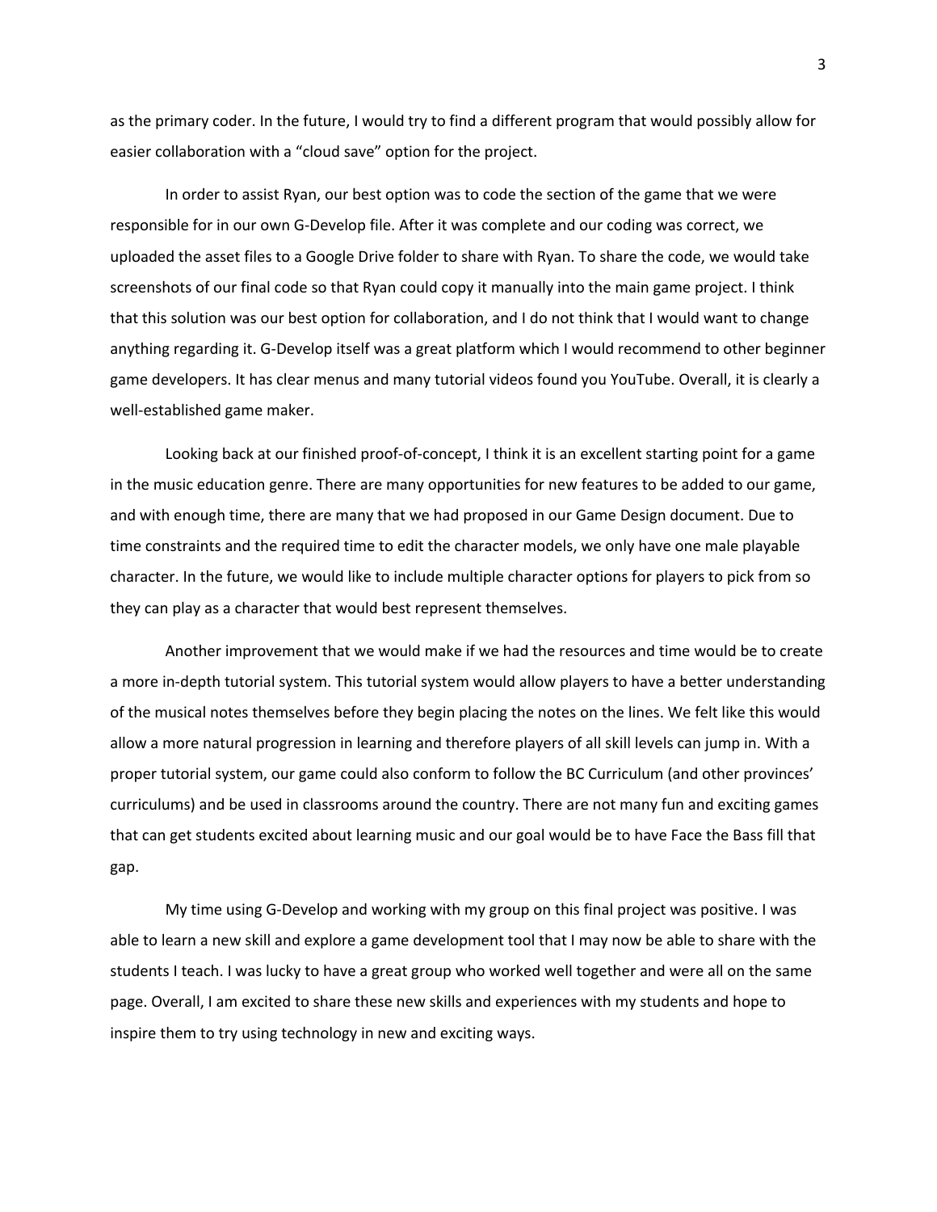as the primary coder. In the future, I would try to find a different program that would possibly allow for easier collaboration with a "cloud save" option for the project.

In order to assist Ryan, our best option was to code the section of the game that we were responsible for in our own G-Develop file. After it was complete and our coding was correct, we uploaded the asset files to a Google Drive folder to share with Ryan. To share the code, we would take screenshots of our final code so that Ryan could copy it manually into the main game project. I think that this solution was our best option for collaboration, and I do not think that I would want to change anything regarding it. G-Develop itself was a great platform which I would recommend to other beginner game developers. It has clear menus and many tutorial videos found you YouTube. Overall, it is clearly a well-established game maker.

Looking back at our finished proof-of-concept, I think it is an excellent starting point for a game in the music education genre. There are many opportunities for new features to be added to our game, and with enough time, there are many that we had proposed in our Game Design document. Due to time constraints and the required time to edit the character models, we only have one male playable character. In the future, we would like to include multiple character options for players to pick from so they can play as a character that would best represent themselves.

Another improvement that we would make if we had the resources and time would be to create a more in-depth tutorial system. This tutorial system would allow players to have a better understanding of the musical notes themselves before they begin placing the notes on the lines. We felt like this would allow a more natural progression in learning and therefore players of all skill levels can jump in. With a proper tutorial system, our game could also conform to follow the BC Curriculum (and other provinces' curriculums) and be used in classrooms around the country. There are not many fun and exciting games that can get students excited about learning music and our goal would be to have Face the Bass fill that gap.

My time using G-Develop and working with my group on this final project was positive. I was able to learn a new skill and explore a game development tool that I may now be able to share with the students I teach. I was lucky to have a great group who worked well together and were all on the same page. Overall, I am excited to share these new skills and experiences with my students and hope to inspire them to try using technology in new and exciting ways.